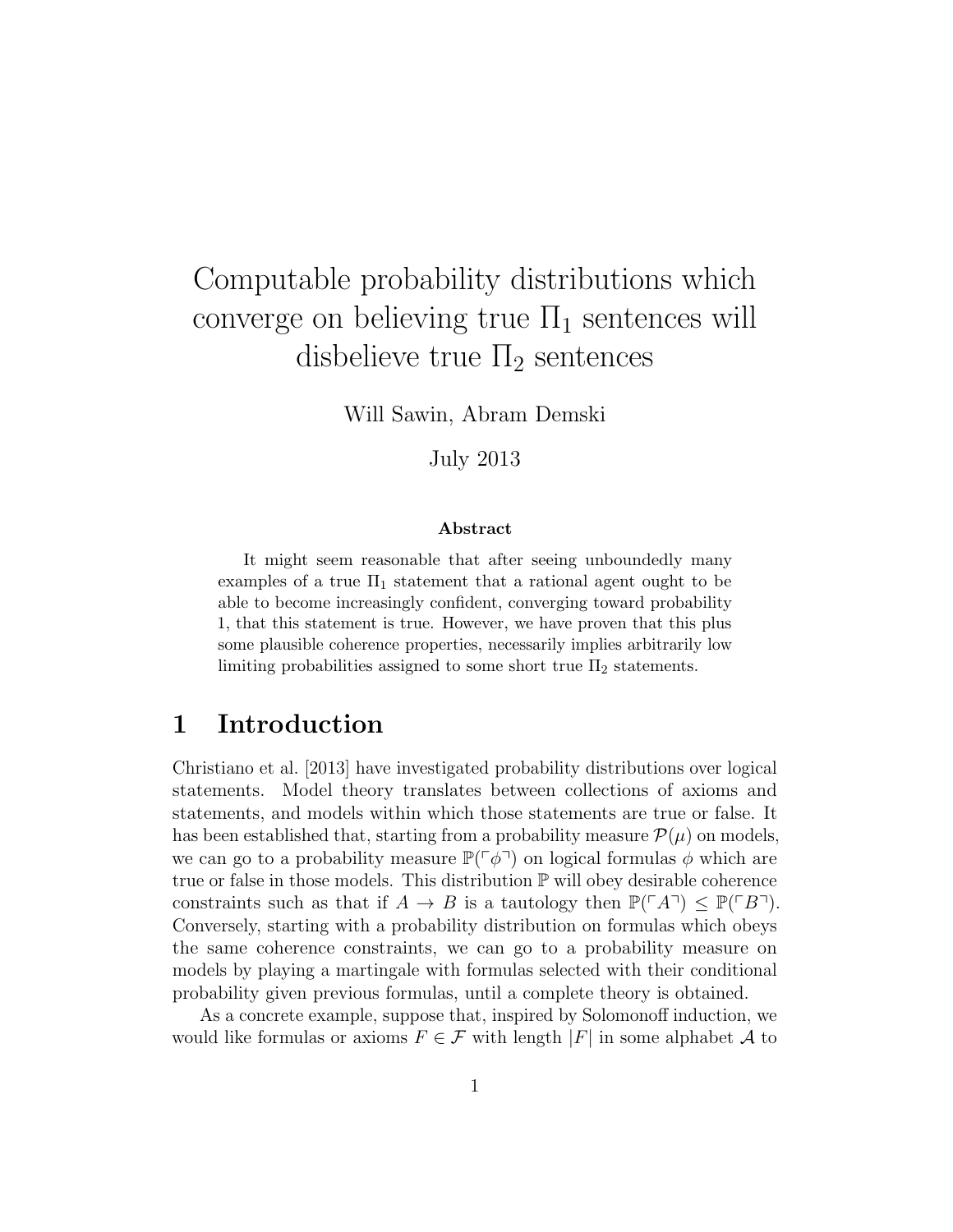# Computable probability distributions which converge on believing true $\Pi_1$ sentences will disbelieve true $\Pi_2$ sentences

Will Sawin, Abram Demski

July 2013

### Abstract

It might seem reasonable that after seeing unboundedly many examples of a true $\Pi_1$ statement that a rational agent ought to be able to become increasingly confident, converging toward probability 1, that this statement is true. However, we have proven that this plus some plausible coherence properties, necessarily implies arbitrarily low limiting probabilities assigned to some short true $\Pi_2$ statements.

## 1 Introduction

Christiano et al. [2013] have investigated probability distributions over logical statements. Model theory translates between collections of axioms and statements, and models within which those statements are true or false. It has been established that, starting from a probability measure $\mathcal{P}(\mu)$ on models, we can go to a probability measure $\mathbb{P}(\ulcorner\phi\urcorner)$ on logical formulas $\phi$ which are true or false in those models. This distribution $\mathbb{P}$ will obey desirable coherence constraints such as that if $A \to B$ is a tautology then $\mathbb{P}(\ulcorner A\urcorner) \leq \mathbb{P}(\ulcorner B\urcorner)$. Conversely, starting with a probability distribution on formulas which obeys the same coherence constraints, we can go to a probability measure on models by playing a martingale with formulas selected with their conditional probability given previous formulas, until a complete theory is obtained.

As a concrete example, suppose that, inspired by Solomonoff induction, we would like formulas or axioms $F \in \mathcal{F}$ with length $|F|$ in some alphabet $\mathcal{A}$ to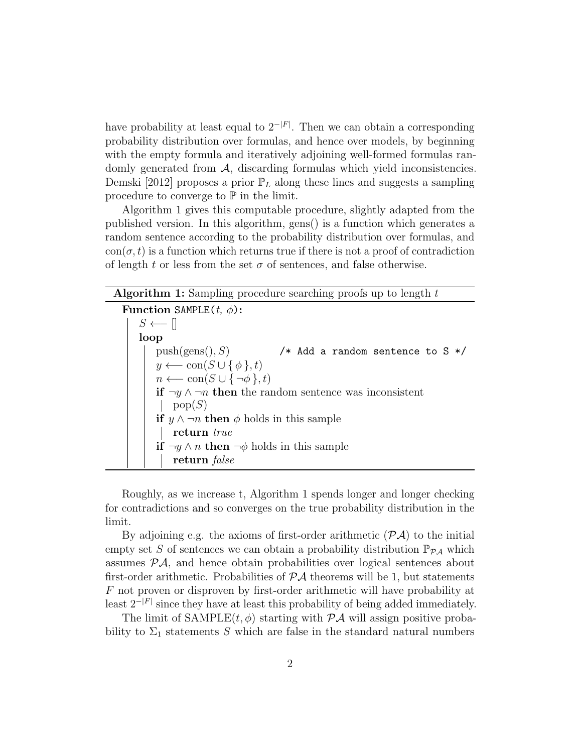have probability at least equal to $2^{-|F|}$. Then we can obtain a corresponding probability distribution over formulas, and hence over models, by beginning with the empty formula and iteratively adjoining well-formed formulas randomly generated from $\mathcal{A}$, discarding formulas which yield inconsistencies. Demski [2012] proposes a prior $\mathbb{P}_L$ along these lines and suggests a sampling procedure to converge to $\mathbb{P}$ in the limit.

Algorithm 1 gives this computable procedure, slightly adapted from the published version. In this algorithm, gens() is a function which generates a random sentence according to the probability distribution over formulas, and $\text{con}(\sigma, t)$ is a function which returns true if there is not a proof of contradiction of length $t$ or less from the set $\sigma$ of sentences, and false otherwise.

**Algorithm 1:** Sampling procedure searching proofs up to length $t$

```
Function SAMPLE(t, φ):
    S ⟵ []
    loop
        push(gens(), S)            /* Add a random sentence to S */
        y ⟵ con(S ∪ { φ }, t)
        n ⟵ con(S ∪ { ¬φ }, t)
        if ¬y ∧ ¬n then the random sentence was inconsistent
            pop(S)
        if y ∧ ¬n then φ holds in this sample
            return true
        if ¬y ∧ n then ¬φ holds in this sample
            return false
```

Roughly, as we increase t, Algorithm 1 spends longer and longer checking for contradictions and so converges on the true probability distribution in the limit.

By adjoining e.g. the axioms of first-order arithmetic ($\mathcal{PA}$) to the initial empty set $S$ of sentences we can obtain a probability distribution $\mathbb{P}_{\mathcal{PA}}$ which assumes $\mathcal{PA}$, and hence obtain probabilities over logical sentences about first-order arithmetic. Probabilities of $\mathcal{PA}$ theorems will be 1, but statements $F$ not proven or disproven by first-order arithmetic will have probability at least $2^{-|F|}$ since they have at least this probability of being added immediately.

The limit of $\text{SAMPLE}(t, \phi)$ starting with $\mathcal{PA}$ will assign positive probability to $\Sigma_1$ statements $S$ which are false in the standard natural numbers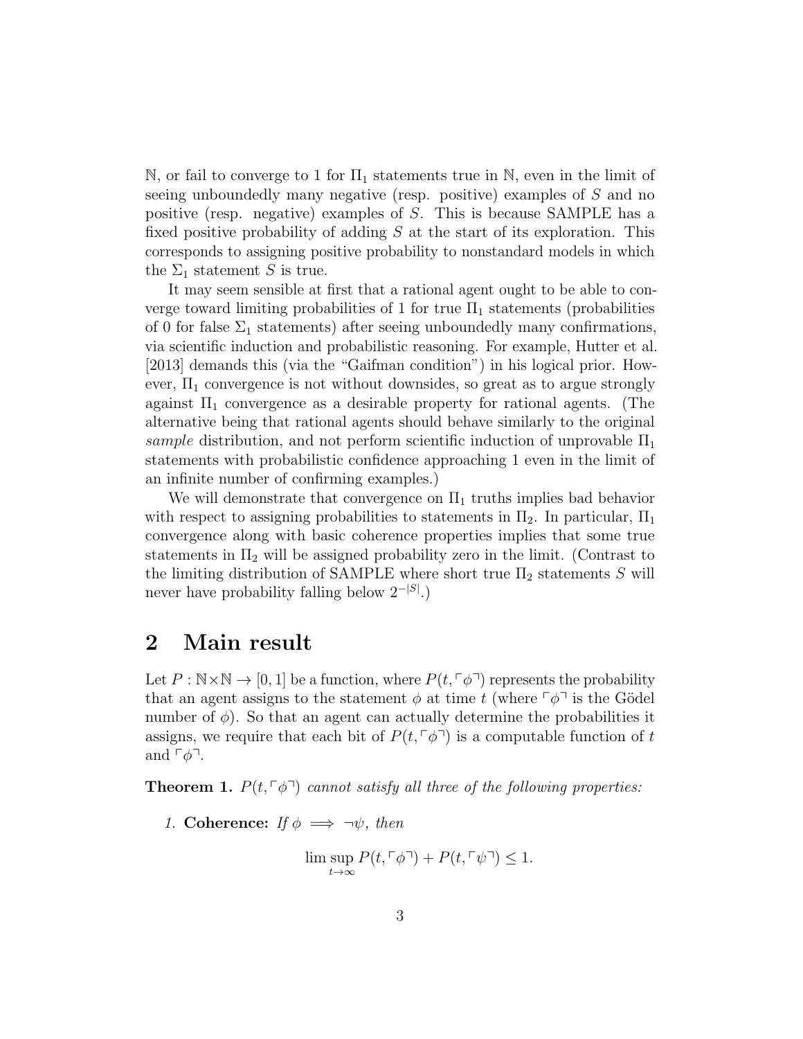$\mathbb{N}$, or fail to converge to 1 for $\Pi_1$ statements true in $\mathbb{N}$, even in the limit of seeing unboundedly many negative (resp. positive) examples of $S$ and no positive (resp. negative) examples of $S$. This is because SAMPLE has a fixed positive probability of adding $S$ at the start of its exploration. This corresponds to assigning positive probability to nonstandard models in which the $\Sigma_1$ statement $S$ is true.

It may seem sensible at first that a rational agent ought to be able to converge toward limiting probabilities of 1 for true $\Pi_1$ statements (probabilities of 0 for false $\Sigma_1$ statements) after seeing unboundedly many confirmations, via scientific induction and probabilistic reasoning. For example, Hutter et al. [2013] demands this (via the "Gaifman condition") in his logical prior. However, $\Pi_1$ convergence is not without downsides, so great as to argue strongly against $\Pi_1$ convergence as a desirable property for rational agents. (The alternative being that rational agents should behave similarly to the original *sample* distribution, and not perform scientific induction of unprovable $\Pi_1$ statements with probabilistic confidence approaching 1 even in the limit of an infinite number of confirming examples.)

We will demonstrate that convergence on $\Pi_1$ truths implies bad behavior with respect to assigning probabilities to statements in $\Pi_2$. In particular, $\Pi_1$ convergence along with basic coherence properties implies that some true statements in $\Pi_2$ will be assigned probability zero in the limit. (Contrast to the limiting distribution of SAMPLE where short true $\Pi_2$ statements $S$ will never have probability falling below $2^{-|S|}$.)

## 2 Main result

Let $P : \mathbb{N} \times \mathbb{N} \to [0, 1]$ be a function, where $P(t, \ulcorner\phi\urcorner)$ represents the probability that an agent assigns to the statement $\phi$ at time $t$ (where $\ulcorner\phi\urcorner$ is the Gödel number of $\phi$). So that an agent can actually determine the probabilities it assigns, we require that each bit of $P(t, \ulcorner\phi\urcorner)$ is a computable function of $t$ and $\ulcorner\phi\urcorner$.

**Theorem 1.** *$P(t, \ulcorner\phi\urcorner)$ cannot satisfy all three of the following properties:*

1. **Coherence:** *If $\phi \implies \neg\psi$, then*

$$\limsup_{t\to\infty} P(t, \ulcorner\phi\urcorner) + P(t, \ulcorner\psi\urcorner) \leq 1.$$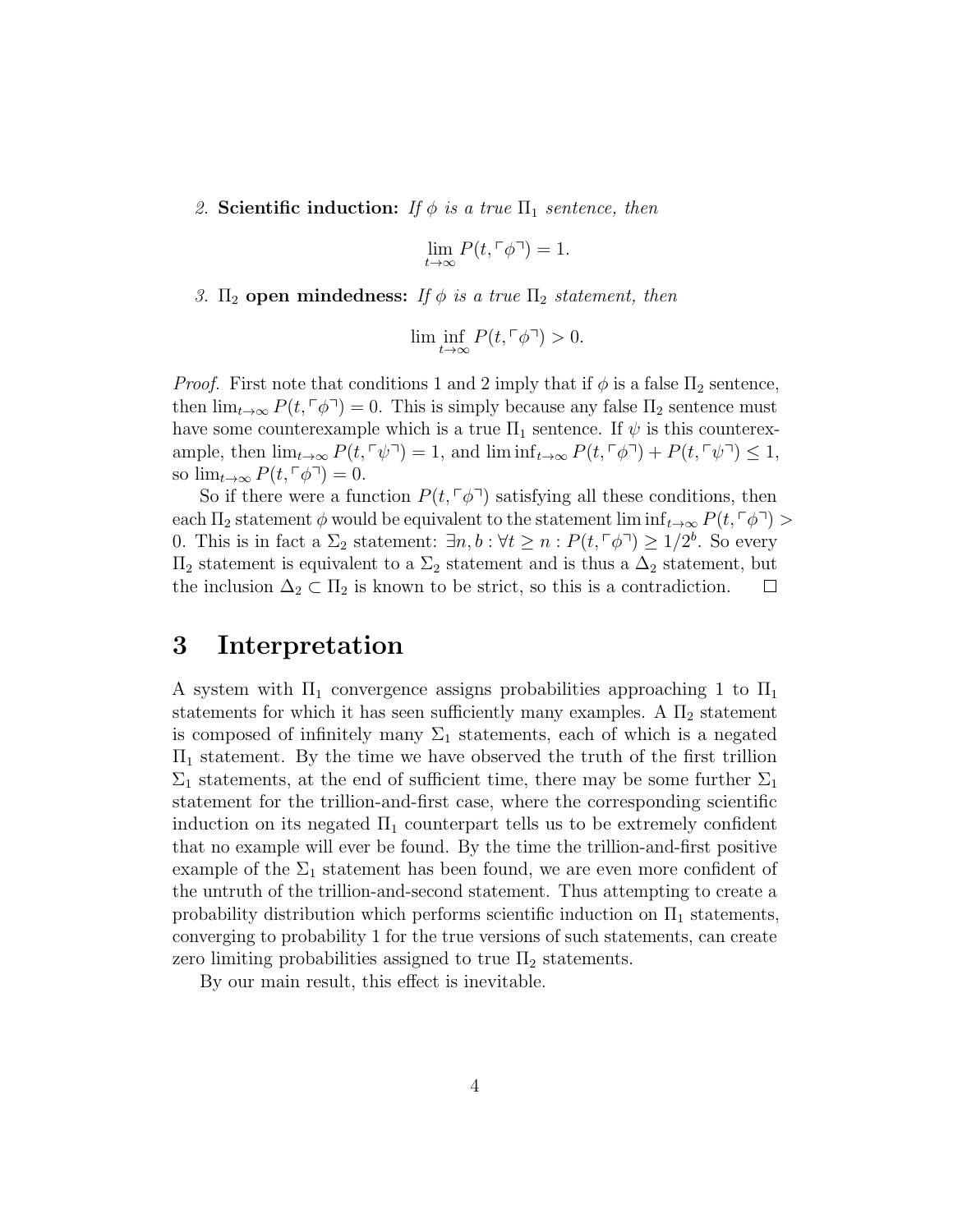2. **Scientific induction:** *If $\phi$ is a true $\Pi_1$ sentence, then*

$$\lim_{t\to\infty} P(t, \ulcorner\phi\urcorner) = 1.$$

3. **$\Pi_2$ open mindedness:** *If $\phi$ is a true $\Pi_2$ statement, then*

$$\liminf_{t\to\infty} P(t, \ulcorner\phi\urcorner) > 0.$$

*Proof.* First note that conditions 1 and 2 imply that if $\phi$ is a false $\Pi_2$ sentence, then $\lim_{t\to\infty} P(t, \ulcorner\phi\urcorner) = 0$. This is simply because any false $\Pi_2$ sentence must have some counterexample which is a true $\Pi_1$ sentence. If $\psi$ is this counterexample, then $\lim_{t\to\infty} P(t, \ulcorner\psi\urcorner) = 1$, and $\liminf_{t\to\infty} P(t, \ulcorner\phi\urcorner) + P(t, \ulcorner\psi\urcorner) \leq 1$, so $\lim_{t\to\infty} P(t, \ulcorner\phi\urcorner) = 0$.

So if there were a function $P(t, \ulcorner\phi\urcorner)$ satisfying all these conditions, then each $\Pi_2$ statement $\phi$ would be equivalent to the statement $\liminf_{t\to\infty} P(t, \ulcorner\phi\urcorner) > 0$. This is in fact a $\Sigma_2$ statement: $\exists n, b : \forall t \geq n : P(t, \ulcorner\phi\urcorner) \geq 1/2^b$. So every $\Pi_2$ statement is equivalent to a $\Sigma_2$ statement and is thus a $\Delta_2$ statement, but the inclusion $\Delta_2 \subset \Pi_2$ is known to be strict, so this is a contradiction. □

# 3 Interpretation

A system with $\Pi_1$ convergence assigns probabilities approaching 1 to $\Pi_1$ statements for which it has seen sufficiently many examples. A $\Pi_2$ statement is composed of infinitely many $\Sigma_1$ statements, each of which is a negated $\Pi_1$ statement. By the time we have observed the truth of the first trillion $\Sigma_1$ statements, at the end of sufficient time, there may be some further $\Sigma_1$ statement for the trillion-and-first case, where the corresponding scientific induction on its negated $\Pi_1$ counterpart tells us to be extremely confident that no example will ever be found. By the time the trillion-and-first positive example of the $\Sigma_1$ statement has been found, we are even more confident of the untruth of the trillion-and-second statement. Thus attempting to create a probability distribution which performs scientific induction on $\Pi_1$ statements, converging to probability 1 for the true versions of such statements, can create zero limiting probabilities assigned to true $\Pi_2$ statements.

By our main result, this effect is inevitable.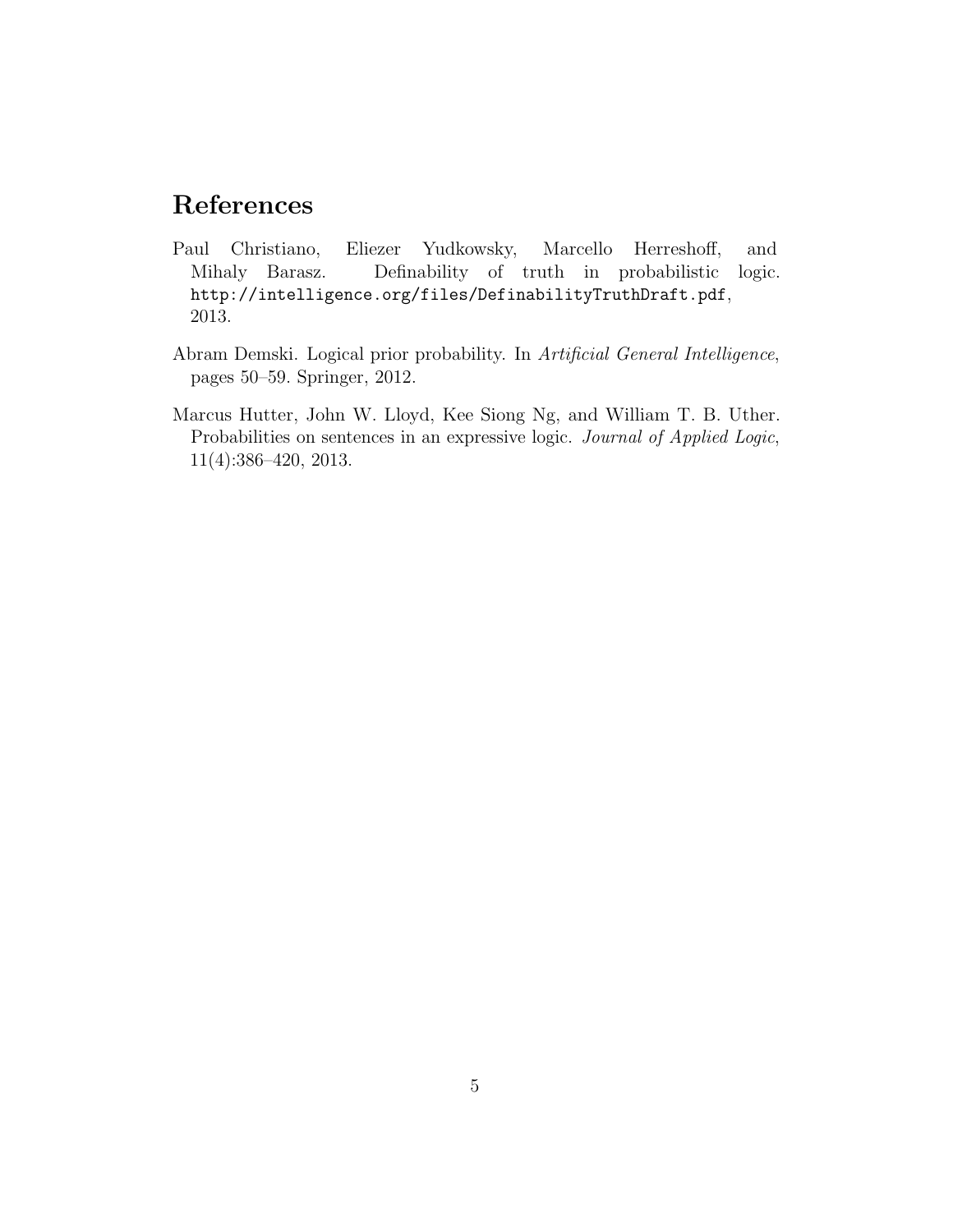## References

Paul Christiano, Eliezer Yudkowsky, Marcello Herreshoff, and Mihaly Barasz. Definability of truth in probabilistic logic. `http://intelligence.org/files/DefinabilityTruthDraft.pdf`, 2013.

Abram Demski. Logical prior probability. In *Artificial General Intelligence*, pages 50–59. Springer, 2012.

Marcus Hutter, John W. Lloyd, Kee Siong Ng, and William T. B. Uther. Probabilities on sentences in an expressive logic. *Journal of Applied Logic*, 11(4):386–420, 2013.